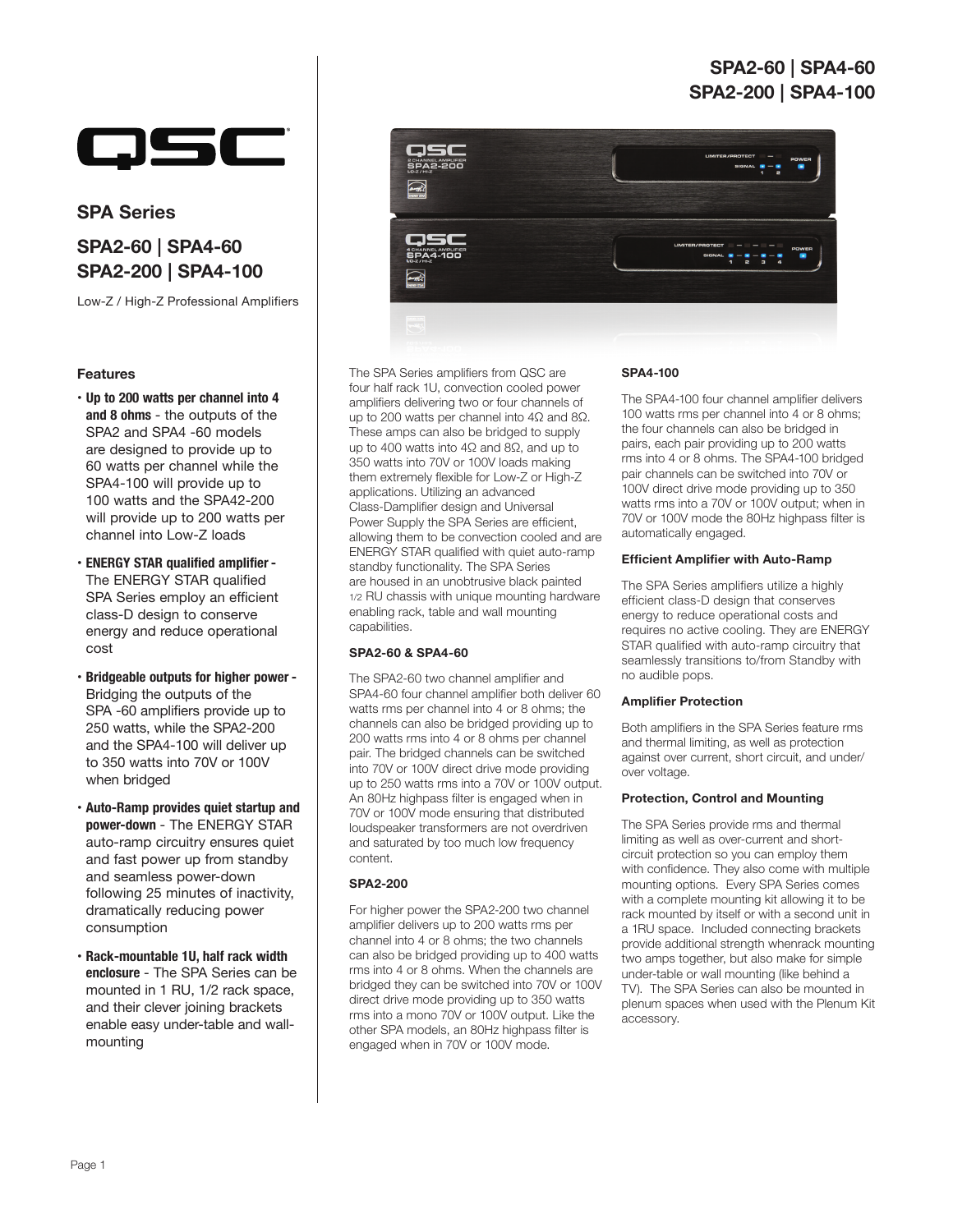# SPA2-60 | SPA4-60
# SPA2-200 | SPA4-100

## SPA Series

## SPA2-60 | SPA4-60
## SPA2-200 | SPA4-100

Low-Z / High-Z Professional Amplifiers

### Features

- **Up to 200 watts per channel into 4 and 8 ohms** - the outputs of the SPA2 and SPA4 -60 models are designed to provide up to 60 watts per channel while the SPA4-100 will provide up to 100 watts and the SPA42-200 will provide up to 200 watts per channel into Low-Z loads
- **ENERGY STAR qualified amplifier -** The ENERGY STAR qualified SPA Series employ an efficient class-D design to conserve energy and reduce operational cost
- **Bridgeable outputs for higher power -** Bridging the outputs of the SPA -60 amplifiers provide up to 250 watts, while the SPA2-200 and the SPA4-100 will deliver up to 350 watts into 70V or 100V when bridged
- **Auto-Ramp provides quiet startup and power-down** - The ENERGY STAR auto-ramp circuitry ensures quiet and fast power up from standby and seamless power-down following 25 minutes of inactivity, dramatically reducing power consumption
- **Rack-mountable 1U, half rack width enclosure** - The SPA Series can be mounted in 1 RU, 1/2 rack space, and their clever joining brackets enable easy under-table and wall-mounting

The SPA Series amplifiers from QSC are four half rack 1U, convection cooled power amplifiers delivering two or four channels of up to 200 watts per channel into 4Ω and 8Ω. These amps can also be bridged to supply up to 400 watts into 4Ω and 8Ω, and up to 350 watts into 70V or 100V loads making them extremely flexible for Low-Z or High-Z applications. Utilizing an advanced Class-Damplifier design and Universal Power Supply the SPA Series are efficient, allowing them to be convection cooled and are ENERGY STAR qualified with quiet auto-ramp standby functionality. The SPA Series are housed in an unobtrusive black painted 1/2 RU chassis with unique mounting hardware enabling rack, table and wall mounting capabilities.

### SPA2-60 & SPA4-60

The SPA2-60 two channel amplifier and SPA4-60 four channel amplifier both deliver 60 watts rms per channel into 4 or 8 ohms; the channels can also be bridged providing up to 200 watts rms into 4 or 8 ohms per channel pair. The bridged channels can be switched into 70V or 100V direct drive mode providing up to 250 watts rms into a 70V or 100V output. An 80Hz highpass filter is engaged when in 70V or 100V mode ensuring that distributed loudspeaker transformers are not overdriven and saturated by too much low frequency content.

### SPA2-200

For higher power the SPA2-200 two channel amplifier delivers up to 200 watts rms per channel into 4 or 8 ohms; the two channels can also be bridged providing up to 400 watts rms into 4 or 8 ohms. When the channels are bridged they can be switched into 70V or 100V direct drive mode providing up to 350 watts rms into a mono 70V or 100V output. Like the other SPA models, an 80Hz highpass filter is engaged when in 70V or 100V mode.

### SPA4-100

The SPA4-100 four channel amplifier delivers 100 watts rms per channel into 4 or 8 ohms; the four channels can also be bridged in pairs, each pair providing up to 200 watts rms into 4 or 8 ohms. The SPA4-100 bridged pair channels can be switched into 70V or 100V direct drive mode providing up to 350 watts rms into a 70V or 100V output; when in 70V or 100V mode the 80Hz highpass filter is automatically engaged.

### Efficient Amplifier with Auto-Ramp

The SPA Series amplifiers utilize a highly efficient class-D design that conserves energy to reduce operational costs and requires no active cooling. They are ENERGY STAR qualified with auto-ramp circuitry that seamlessly transitions to/from Standby with no audible pops.

### Amplifier Protection

Both amplifiers in the SPA Series feature rms and thermal limiting, as well as protection against over current, short circuit, and under/over voltage.

### Protection, Control and Mounting

The SPA Series provide rms and thermal limiting as well as over-current and short-circuit protection so you can employ them with confidence. They also come with multiple mounting options. Every SPA Series comes with a complete mounting kit allowing it to be rack mounted by itself or with a second unit in a 1RU space. Included connecting brackets provide additional strength whenrack mounting two amps together, but also make for simple under-table or wall mounting (like behind a TV). The SPA Series can also be mounted in plenum spaces when used with the Plenum Kit accessory.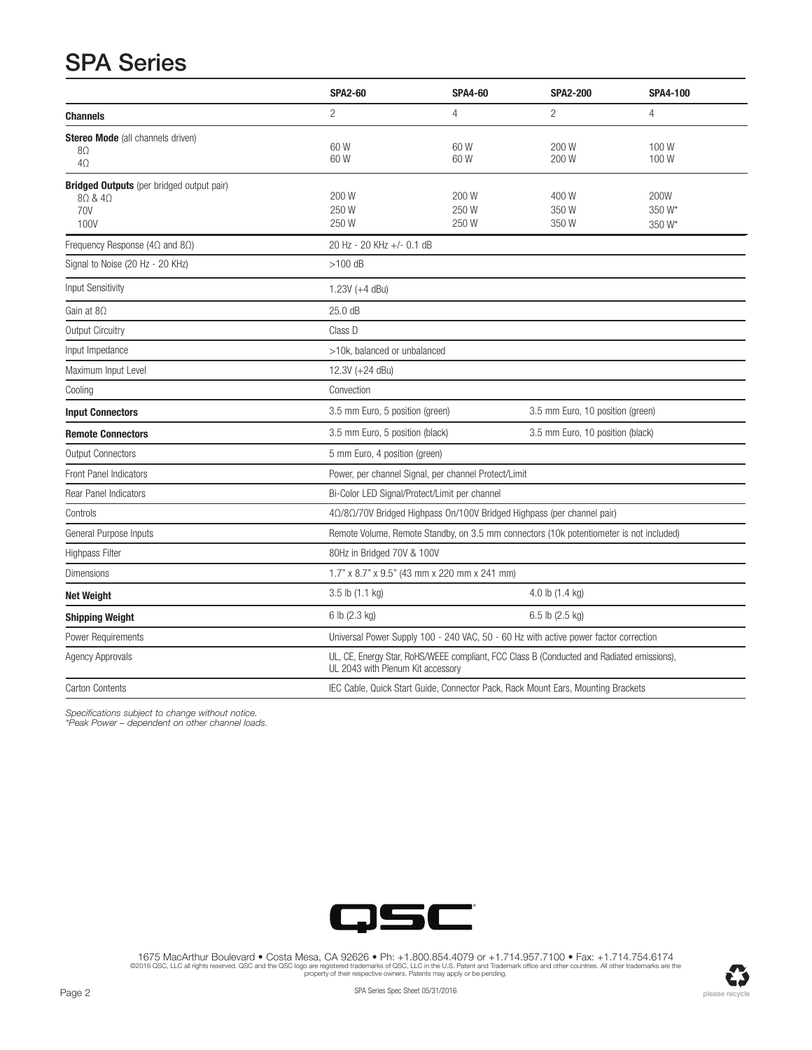// SPA Series

| | SPA2-60 | SPA4-60 | SPA2-200 | SPA4-100 |
|---|---|---|---|---|
| **Channels** | 2 | 4 | 2 | 4 |
| **Stereo Mode** (all channels driven)<br>8Ω<br>4Ω | <br>60 W<br>60 W | <br>60 W<br>60 W | <br>200 W<br>200 W | <br>100 W<br>100 W |
| **Bridged Outputs** (per bridged output pair)<br>8Ω & 4Ω<br>70V<br>100V | <br>200 W<br>250 W<br>250 W | <br>200 W<br>250 W<br>250 W | <br>400 W<br>350 W<br>350 W | <br>200W<br>350 W*<br>350 W* |
| Frequency Response (4Ω and 8Ω) | 20 Hz - 20 KHz +/- 0.1 dB | | | |
| Signal to Noise (20 Hz - 20 KHz) | >100 dB | | | |
| Input Sensitivity | 1.23V (+4 dBu) | | | |
| Gain at 8Ω | 25.0 dB | | | |
| Output Circuitry | Class D | | | |
| Input Impedance | >10k, balanced or unbalanced | | | |
| Maximum Input Level | 12.3V (+24 dBu) | | | |
| Cooling | Convection | | | |
| **Input Connectors** | 3.5 mm Euro, 5 position (green) | | 3.5 mm Euro, 10 position (green) | |
| **Remote Connectors** | 3.5 mm Euro, 5 position (black) | | 3.5 mm Euro, 10 position (black) | |
| Output Connectors | 5 mm Euro, 4 position (green) | | | |
| Front Panel Indicators | Power, per channel Signal, per channel Protect/Limit | | | |
| Rear Panel Indicators | Bi-Color LED Signal/Protect/Limit per channel | | | |
| Controls | 4Ω/8Ω/70V Bridged Highpass On/100V Bridged Highpass (per channel pair) | | | |
| General Purpose Inputs | Remote Volume, Remote Standby, on 3.5 mm connectors (10k potentiometer is not included) | | | |
| Highpass Filter | 80Hz in Bridged 70V & 100V | | | |
| Dimensions | 1.7" x 8.7" x 9.5" (43 mm x 220 mm x 241 mm) | | | |
| **Net Weight** | 3.5 lb (1.1 kg) | | 4.0 lb (1.4 kg) | |
| **Shipping Weight** | 6 lb (2.3 kg) | | 6.5 lb (2.5 kg) | |
| Power Requirements | Universal Power Supply 100 - 240 VAC, 50 - 60 Hz with active power factor correction | | | |
| Agency Approvals | UL, CE, Energy Star, RoHS/WEEE compliant, FCC Class B (Conducted and Radiated emissions), UL 2043 with Plenum Kit accessory | | | |
| Carton Contents | IEC Cable, Quick Start Guide, Connector Pack, Rack Mount Ears, Mounting Brackets | | | |

*Specifications subject to change without notice.*
*\*Peak Power – dependent on other channel loads.*

QSC

1675 MacArthur Boulevard • Costa Mesa, CA 92626 • Ph: +1.800.854.4079 or +1.714.957.7100 • Fax: +1.714.754.6174
©2016 QSC, LLC all rights reserved. QSC and the QSC logo are registered trademarks of QSC, LLC in the U.S. Patent and Trademark office and other countries. All other trademarks are the property of their respective owners. Patents may apply or be pending.

SPA Series Spec Sheet 05/31/2016

please recycle